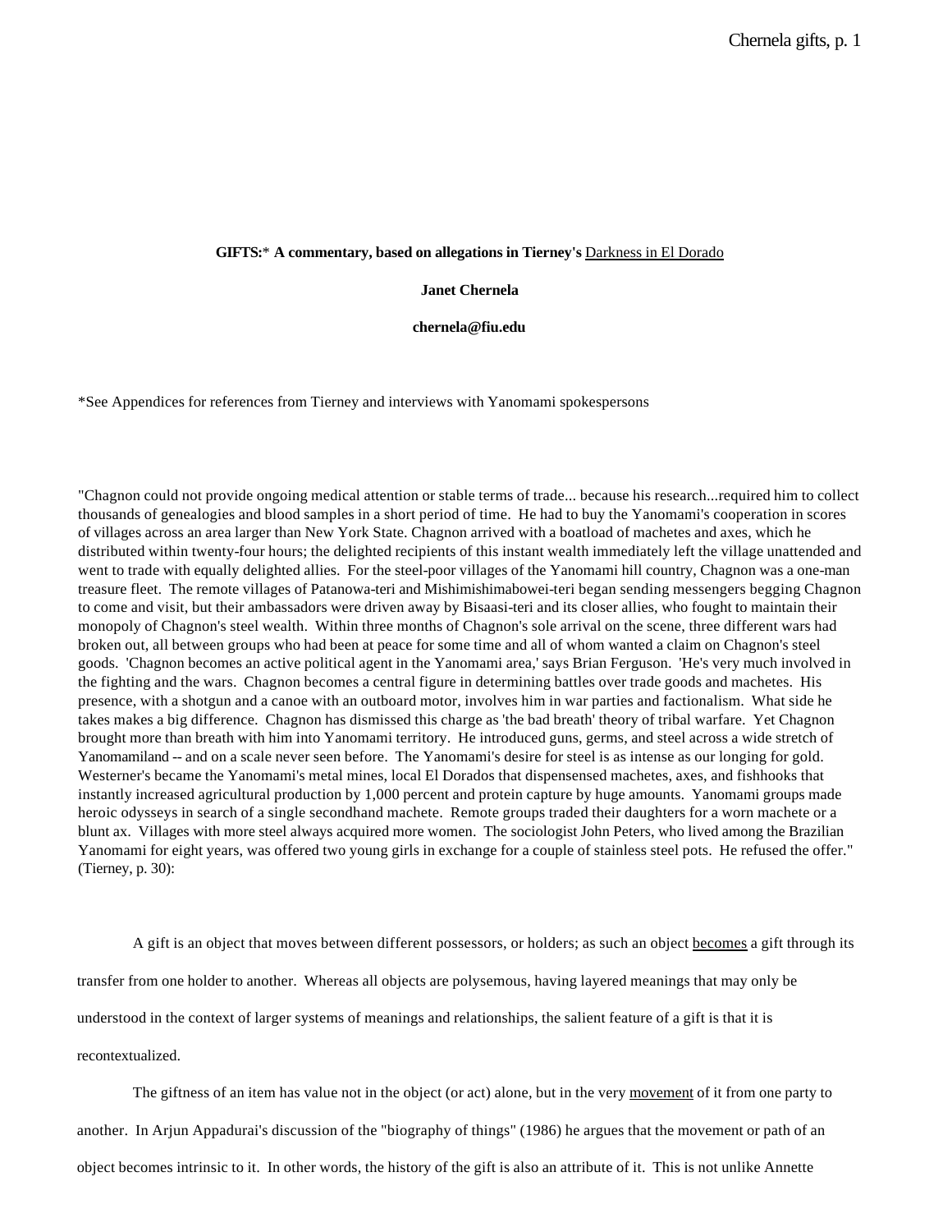**GIFTS:*** **A commentary, based on allegations in Tierney's** Darkness in El Dorado

**Janet Chernela**

**chernela@fiu.edu**

*See Appendices for references from Tierney and interviews with Yanomami spokespersons

"Chagnon could not provide ongoing medical attention or stable terms of trade... because his research...required him to collect thousands of genealogies and blood samples in a short period of time. He had to buy the Yanomami's cooperation in scores of villages across an area larger than New York State. Chagnon arrived with a boatload of machetes and axes, which he distributed within twenty-four hours; the delighted recipients of this instant wealth immediately left the village unattended and went to trade with equally delighted allies. For the steel-poor villages of the Yanomami hill country, Chagnon was a one-man treasure fleet. The remote villages of Patanowa-teri and Mishimishimabowei-teri began sending messengers begging Chagnon to come and visit, but their ambassadors were driven away by Bisaasi-teri and its closer allies, who fought to maintain their monopoly of Chagnon's steel wealth. Within three months of Chagnon's sole arrival on the scene, three different wars had broken out, all between groups who had been at peace for some time and all of whom wanted a claim on Chagnon's steel goods. 'Chagnon becomes an active political agent in the Yanomami area,' says Brian Ferguson. 'He's very much involved in the fighting and the wars. Chagnon becomes a central figure in determining battles over trade goods and machetes. His presence, with a shotgun and a canoe with an outboard motor, involves him in war parties and factionalism. What side he takes makes a big difference. Chagnon has dismissed this charge as 'the bad breath' theory of tribal warfare. Yet Chagnon brought more than breath with him into Yanomami territory. He introduced guns, germs, and steel across a wide stretch of Yanomamiland -- and on a scale never seen before. The Yanomami's desire for steel is as intense as our longing for gold. Westerner's became the Yanomami's metal mines, local El Dorados that dispensensed machetes, axes, and fishhooks that instantly increased agricultural production by 1,000 percent and protein capture by huge amounts. Yanomami groups made heroic odysseys in search of a single secondhand machete. Remote groups traded their daughters for a worn machete or a blunt ax. Villages with more steel always acquired more women. The sociologist John Peters, who lived among the Brazilian Yanomami for eight years, was offered two young girls in exchange for a couple of stainless steel pots. He refused the offer." (Tierney, p. 30):

A gift is an object that moves between different possessors, or holders; as such an object becomes a gift through its transfer from one holder to another. Whereas all objects are polysemous, having layered meanings that may only be understood in the context of larger systems of meanings and relationships, the salient feature of a gift is that it is recontextualized.

The giftness of an item has value not in the object (or act) alone, but in the very movement of it from one party to another. In Arjun Appadurai's discussion of the "biography of things" (1986) he argues that the movement or path of an object becomes intrinsic to it. In other words, the history of the gift is also an attribute of it. This is not unlike Annette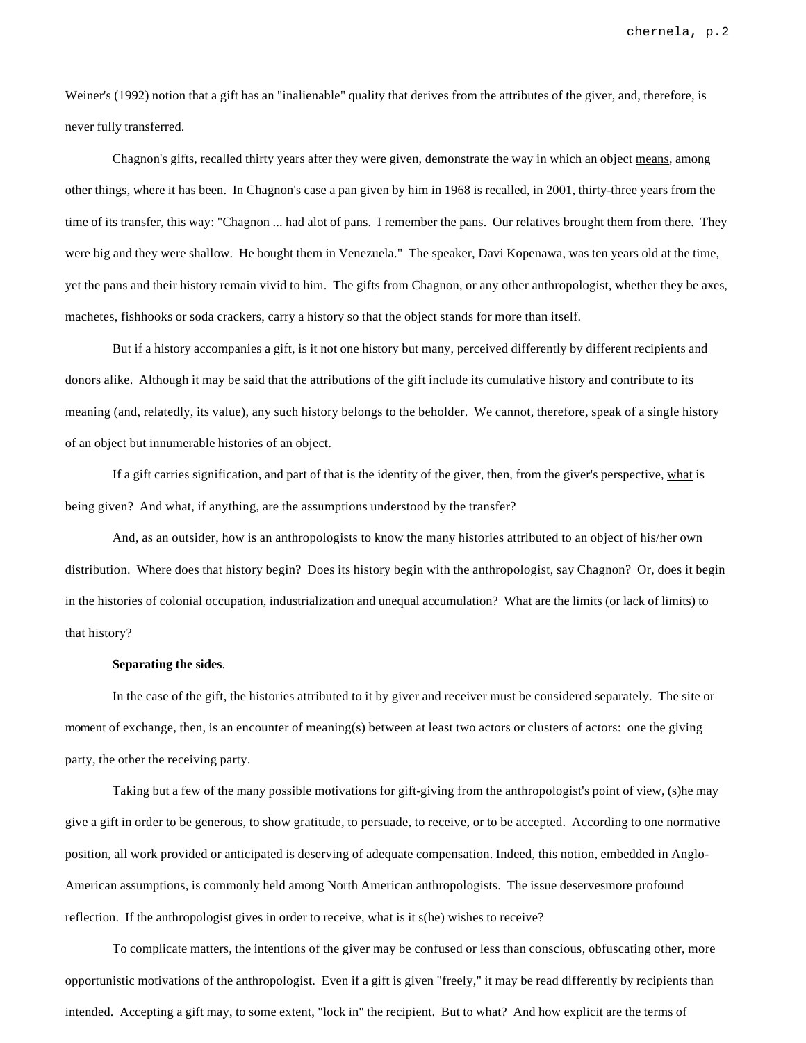Weiner's (1992) notion that a gift has an "inalienable" quality that derives from the attributes of the giver, and, therefore, is never fully transferred.

Chagnon's gifts, recalled thirty years after they were given, demonstrate the way in which an object means, among other things, where it has been. In Chagnon's case a pan given by him in 1968 is recalled, in 2001, thirty-three years from the time of its transfer, this way: "Chagnon ... had alot of pans. I remember the pans. Our relatives brought them from there. They were big and they were shallow. He bought them in Venezuela." The speaker, Davi Kopenawa, was ten years old at the time, yet the pans and their history remain vivid to him. The gifts from Chagnon, or any other anthropologist, whether they be axes, machetes, fishhooks or soda crackers, carry a history so that the object stands for more than itself.

But if a history accompanies a gift, is it not one history but many, perceived differently by different recipients and donors alike. Although it may be said that the attributions of the gift include its cumulative history and contribute to its meaning (and, relatedly, its value), any such history belongs to the beholder. We cannot, therefore, speak of a single history of an object but innumerable histories of an object.

If a gift carries signification, and part of that is the identity of the giver, then, from the giver's perspective, what is being given? And what, if anything, are the assumptions understood by the transfer?

And, as an outsider, how is an anthropologists to know the many histories attributed to an object of his/her own distribution. Where does that history begin? Does its history begin with the anthropologist, say Chagnon? Or, does it begin in the histories of colonial occupation, industrialization and unequal accumulation? What are the limits (or lack of limits) to that history?

**Separating the sides**.

In the case of the gift, the histories attributed to it by giver and receiver must be considered separately. The site or moment of exchange, then, is an encounter of meaning(s) between at least two actors or clusters of actors: one the giving party, the other the receiving party.

Taking but a few of the many possible motivations for gift-giving from the anthropologist's point of view, (s)he may give a gift in order to be generous, to show gratitude, to persuade, to receive, or to be accepted. According to one normative position, all work provided or anticipated is deserving of adequate compensation. Indeed, this notion, embedded in Anglo-American assumptions, is commonly held among North American anthropologists. The issue deservesmore profound reflection. If the anthropologist gives in order to receive, what is it s(he) wishes to receive?

To complicate matters, the intentions of the giver may be confused or less than conscious, obfuscating other, more opportunistic motivations of the anthropologist. Even if a gift is given "freely," it may be read differently by recipients than intended. Accepting a gift may, to some extent, "lock in" the recipient. But to what? And how explicit are the terms of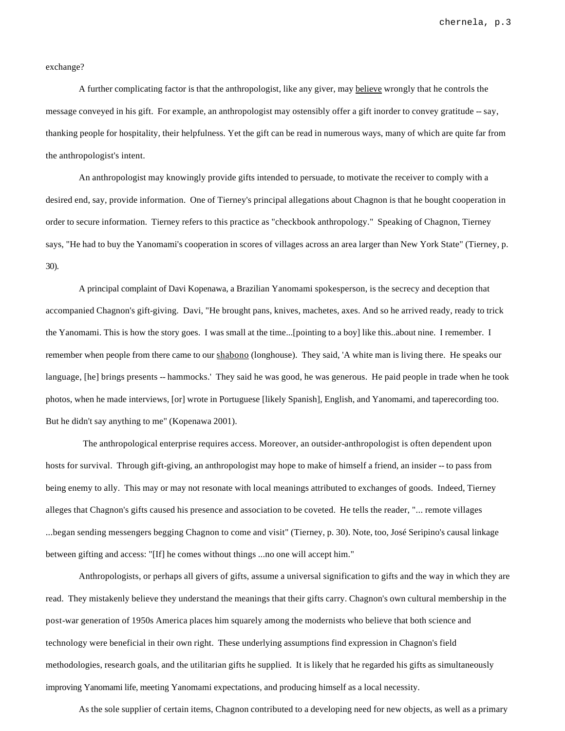exchange?

A further complicating factor is that the anthropologist, like any giver, may <u>believe</u> wrongly that he controls the message conveyed in his gift. For example, an anthropologist may ostensibly offer a gift inorder to convey gratitude -- say, thanking people for hospitality, their helpfulness. Yet the gift can be read in numerous ways, many of which are quite far from the anthropologist's intent.

An anthropologist may knowingly provide gifts intended to persuade, to motivate the receiver to comply with a desired end, say, provide information. One of Tierney's principal allegations about Chagnon is that he bought cooperation in order to secure information. Tierney refers to this practice as "checkbook anthropology." Speaking of Chagnon, Tierney says, "He had to buy the Yanomami's cooperation in scores of villages across an area larger than New York State" (Tierney, p. 30).

A principal complaint of Davi Kopenawa, a Brazilian Yanomami spokesperson, is the secrecy and deception that accompanied Chagnon's gift-giving. Davi, "He brought pans, knives, machetes, axes. And so he arrived ready, ready to trick the Yanomami. This is how the story goes. I was small at the time...[pointing to a boy] like this..about nine. I remember. I remember when people from there came to our <u>shabono</u> (longhouse). They said, 'A white man is living there. He speaks our language, [he] brings presents -- hammocks.' They said he was good, he was generous. He paid people in trade when he took photos, when he made interviews, [or] wrote in Portuguese [likely Spanish], English, and Yanomami, and taperecording too. But he didn't say anything to me" (Kopenawa 2001).

The anthropological enterprise requires access. Moreover, an outsider-anthropologist is often dependent upon hosts for survival. Through gift-giving, an anthropologist may hope to make of himself a friend, an insider -- to pass from being enemy to ally. This may or may not resonate with local meanings attributed to exchanges of goods. Indeed, Tierney alleges that Chagnon's gifts caused his presence and association to be coveted. He tells the reader, "... remote villages ...began sending messengers begging Chagnon to come and visit" (Tierney, p. 30). Note, too, José Seripino's causal linkage between gifting and access: "[If] he comes without things ...no one will accept him."

Anthropologists, or perhaps all givers of gifts, assume a universal signification to gifts and the way in which they are read. They mistakenly believe they understand the meanings that their gifts carry. Chagnon's own cultural membership in the post-war generation of 1950s America places him squarely among the modernists who believe that both science and technology were beneficial in their own right. These underlying assumptions find expression in Chagnon's field methodologies, research goals, and the utilitarian gifts he supplied. It is likely that he regarded his gifts as simultaneously improving Yanomami life, meeting Yanomami expectations, and producing himself as a local necessity.

As the sole supplier of certain items, Chagnon contributed to a developing need for new objects, as well as a primary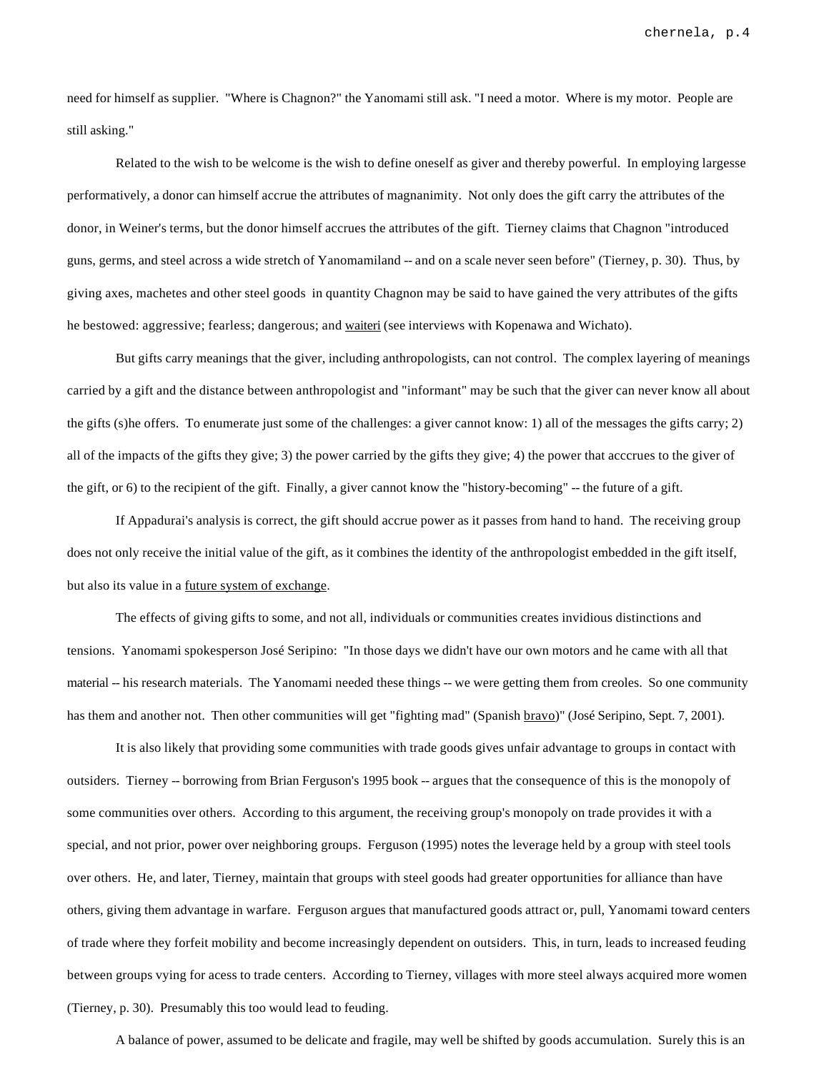need for himself as supplier. "Where is Chagnon?" the Yanomami still ask. "I need a motor. Where is my motor. People are still asking."

Related to the wish to be welcome is the wish to define oneself as giver and thereby powerful. In employing largesse performatively, a donor can himself accrue the attributes of magnanimity. Not only does the gift carry the attributes of the donor, in Weiner's terms, but the donor himself accrues the attributes of the gift. Tierney claims that Chagnon "introduced guns, germs, and steel across a wide stretch of Yanomamiland -- and on a scale never seen before" (Tierney, p. 30). Thus, by giving axes, machetes and other steel goods in quantity Chagnon may be said to have gained the very attributes of the gifts he bestowed: aggressive; fearless; dangerous; and <u>waiteri</u> (see interviews with Kopenawa and Wichato).

But gifts carry meanings that the giver, including anthropologists, can not control. The complex layering of meanings carried by a gift and the distance between anthropologist and "informant" may be such that the giver can never know all about the gifts (s)he offers. To enumerate just some of the challenges: a giver cannot know: 1) all of the messages the gifts carry; 2) all of the impacts of the gifts they give; 3) the power carried by the gifts they give; 4) the power that acccrues to the giver of the gift, or 6) to the recipient of the gift. Finally, a giver cannot know the "history-becoming" -- the future of a gift.

If Appadurai's analysis is correct, the gift should accrue power as it passes from hand to hand. The receiving group does not only receive the initial value of the gift, as it combines the identity of the anthropologist embedded in the gift itself, but also its value in a <u>future system of exchange</u>.

The effects of giving gifts to some, and not all, individuals or communities creates invidious distinctions and tensions. Yanomami spokesperson José Seripino: "In those days we didn't have our own motors and he came with all that material -- his research materials. The Yanomami needed these things -- we were getting them from creoles. So one community has them and another not. Then other communities will get "fighting mad" (Spanish <u>bravo</u>)" (José Seripino, Sept. 7, 2001).

It is also likely that providing some communities with trade goods gives unfair advantage to groups in contact with outsiders. Tierney -- borrowing from Brian Ferguson's 1995 book -- argues that the consequence of this is the monopoly of some communities over others. According to this argument, the receiving group's monopoly on trade provides it with a special, and not prior, power over neighboring groups. Ferguson (1995) notes the leverage held by a group with steel tools over others. He, and later, Tierney, maintain that groups with steel goods had greater opportunities for alliance than have others, giving them advantage in warfare. Ferguson argues that manufactured goods attract or, pull, Yanomami toward centers of trade where they forfeit mobility and become increasingly dependent on outsiders. This, in turn, leads to increased feuding between groups vying for acess to trade centers. According to Tierney, villages with more steel always acquired more women (Tierney, p. 30). Presumably this too would lead to feuding.

A balance of power, assumed to be delicate and fragile, may well be shifted by goods accumulation. Surely this is an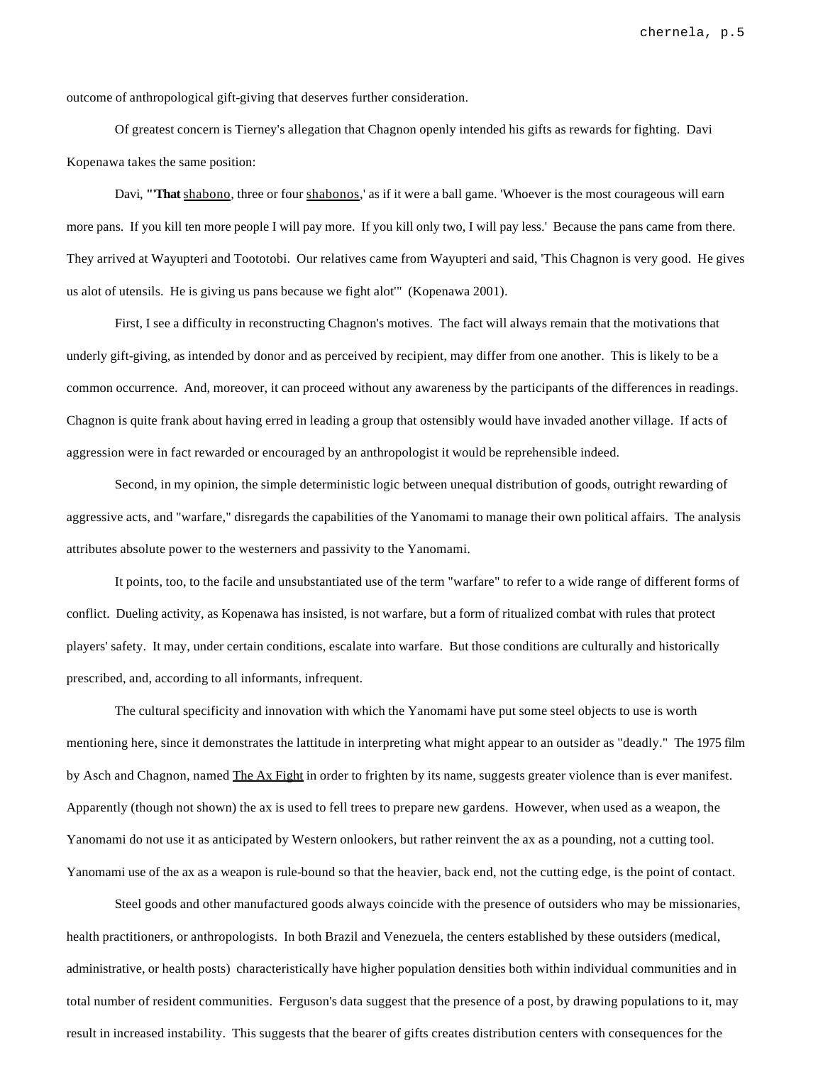outcome of anthropological gift-giving that deserves further consideration.

Of greatest concern is Tierney's allegation that Chagnon openly intended his gifts as rewards for fighting. Davi Kopenawa takes the same position:

Davi, **"'That** shabono, three or four shabonos,' as if it were a ball game. 'Whoever is the most courageous will earn more pans. If you kill ten more people I will pay more. If you kill only two, I will pay less.' Because the pans came from there. They arrived at Wayupteri and Toototobi. Our relatives came from Wayupteri and said, 'This Chagnon is very good. He gives us alot of utensils. He is giving us pans because we fight alot'" (Kopenawa 2001).

First, I see a difficulty in reconstructing Chagnon's motives. The fact will always remain that the motivations that underly gift-giving, as intended by donor and as perceived by recipient, may differ from one another. This is likely to be a common occurrence. And, moreover, it can proceed without any awareness by the participants of the differences in readings. Chagnon is quite frank about having erred in leading a group that ostensibly would have invaded another village. If acts of aggression were in fact rewarded or encouraged by an anthropologist it would be reprehensible indeed.

Second, in my opinion, the simple deterministic logic between unequal distribution of goods, outright rewarding of aggressive acts, and "warfare," disregards the capabilities of the Yanomami to manage their own political affairs. The analysis attributes absolute power to the westerners and passivity to the Yanomami.

It points, too, to the facile and unsubstantiated use of the term "warfare" to refer to a wide range of different forms of conflict. Dueling activity, as Kopenawa has insisted, is not warfare, but a form of ritualized combat with rules that protect players' safety. It may, under certain conditions, escalate into warfare. But those conditions are culturally and historically prescribed, and, according to all informants, infrequent.

The cultural specificity and innovation with which the Yanomami have put some steel objects to use is worth mentioning here, since it demonstrates the lattitude in interpreting what might appear to an outsider as "deadly." The 1975 film by Asch and Chagnon, named The Ax Fight in order to frighten by its name, suggests greater violence than is ever manifest. Apparently (though not shown) the ax is used to fell trees to prepare new gardens. However, when used as a weapon, the Yanomami do not use it as anticipated by Western onlookers, but rather reinvent the ax as a pounding, not a cutting tool. Yanomami use of the ax as a weapon is rule-bound so that the heavier, back end, not the cutting edge, is the point of contact.

Steel goods and other manufactured goods always coincide with the presence of outsiders who may be missionaries, health practitioners, or anthropologists. In both Brazil and Venezuela, the centers established by these outsiders (medical, administrative, or health posts) characteristically have higher population densities both within individual communities and in total number of resident communities. Ferguson's data suggest that the presence of a post, by drawing populations to it, may result in increased instability. This suggests that the bearer of gifts creates distribution centers with consequences for the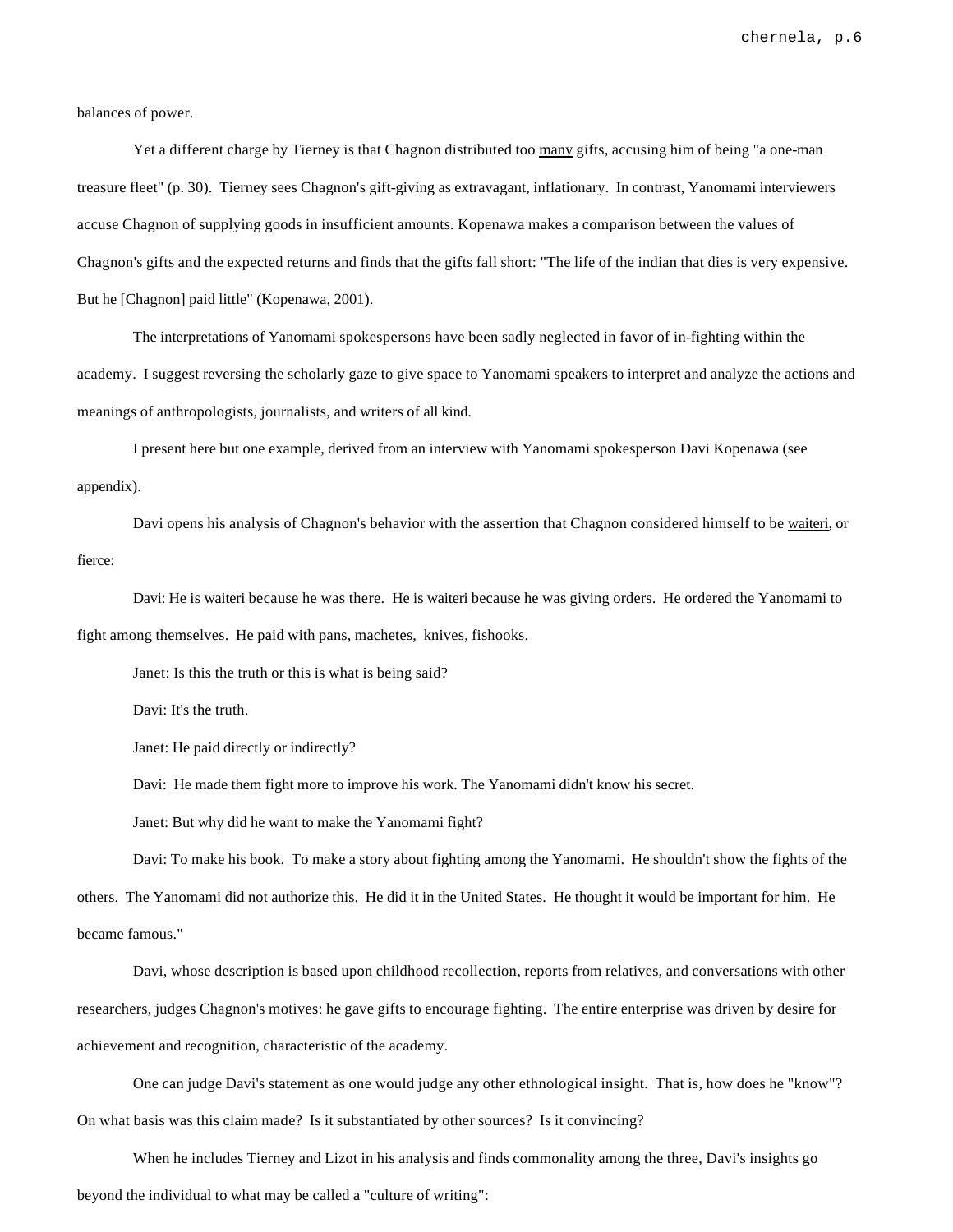balances of power.

Yet a different charge by Tierney is that Chagnon distributed too <u>many</u> gifts, accusing him of being "a one-man treasure fleet" (p. 30). Tierney sees Chagnon's gift-giving as extravagant, inflationary. In contrast, Yanomami interviewers accuse Chagnon of supplying goods in insufficient amounts. Kopenawa makes a comparison between the values of Chagnon's gifts and the expected returns and finds that the gifts fall short: "The life of the indian that dies is very expensive. But he [Chagnon] paid little" (Kopenawa, 2001).

The interpretations of Yanomami spokespersons have been sadly neglected in favor of in-fighting within the academy. I suggest reversing the scholarly gaze to give space to Yanomami speakers to interpret and analyze the actions and meanings of anthropologists, journalists, and writers of all kind.

I present here but one example, derived from an interview with Yanomami spokesperson Davi Kopenawa (see appendix).

Davi opens his analysis of Chagnon's behavior with the assertion that Chagnon considered himself to be <u>waiteri</u>, or fierce:

Davi: He is <u>waiteri</u> because he was there. He is <u>waiteri</u> because he was giving orders. He ordered the Yanomami to fight among themselves. He paid with pans, machetes, knives, fishooks.

Janet: Is this the truth or this is what is being said?

Davi: It's the truth.

Janet: He paid directly or indirectly?

Davi: He made them fight more to improve his work. The Yanomami didn't know his secret.

Janet: But why did he want to make the Yanomami fight?

Davi: To make his book. To make a story about fighting among the Yanomami. He shouldn't show the fights of the others. The Yanomami did not authorize this. He did it in the United States. He thought it would be important for him. He became famous."

Davi, whose description is based upon childhood recollection, reports from relatives, and conversations with other researchers, judges Chagnon's motives: he gave gifts to encourage fighting. The entire enterprise was driven by desire for achievement and recognition, characteristic of the academy.

One can judge Davi's statement as one would judge any other ethnological insight. That is, how does he "know"? On what basis was this claim made? Is it substantiated by other sources? Is it convincing?

When he includes Tierney and Lizot in his analysis and finds commonality among the three, Davi's insights go beyond the individual to what may be called a "culture of writing":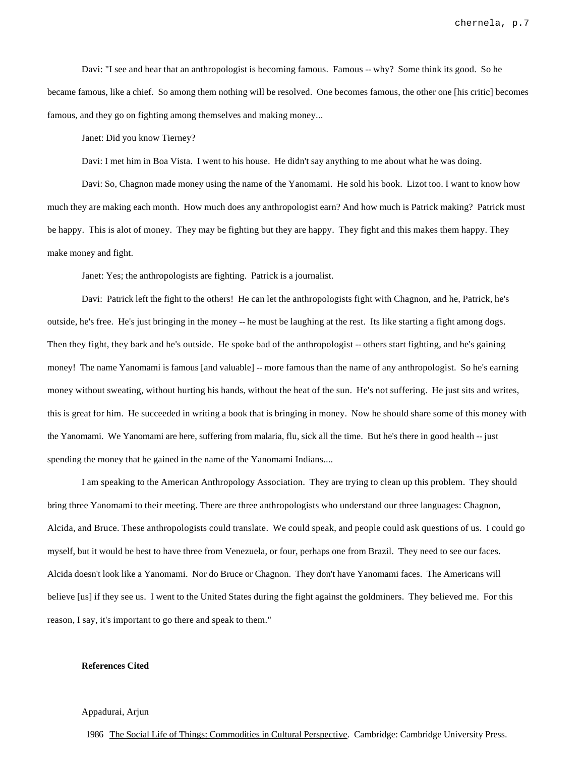Davi: "I see and hear that an anthropologist is becoming famous. Famous -- why? Some think its good. So he became famous, like a chief. So among them nothing will be resolved. One becomes famous, the other one [his critic] becomes famous, and they go on fighting among themselves and making money...

Janet: Did you know Tierney?

Davi: I met him in Boa Vista. I went to his house. He didn't say anything to me about what he was doing.

Davi: So, Chagnon made money using the name of the Yanomami. He sold his book. Lizot too. I want to know how much they are making each month. How much does any anthropologist earn? And how much is Patrick making? Patrick must be happy. This is alot of money. They may be fighting but they are happy. They fight and this makes them happy. They make money and fight.

Janet: Yes; the anthropologists are fighting. Patrick is a journalist.

Davi: Patrick left the fight to the others! He can let the anthropologists fight with Chagnon, and he, Patrick, he's outside, he's free. He's just bringing in the money -- he must be laughing at the rest. Its like starting a fight among dogs. Then they fight, they bark and he's outside. He spoke bad of the anthropologist -- others start fighting, and he's gaining money! The name Yanomami is famous [and valuable] -- more famous than the name of any anthropologist. So he's earning money without sweating, without hurting his hands, without the heat of the sun. He's not suffering. He just sits and writes, this is great for him. He succeeded in writing a book that is bringing in money. Now he should share some of this money with the Yanomami. We Yanomami are here, suffering from malaria, flu, sick all the time. But he's there in good health -- just spending the money that he gained in the name of the Yanomami Indians....

I am speaking to the American Anthropology Association. They are trying to clean up this problem. They should bring three Yanomami to their meeting. There are three anthropologists who understand our three languages: Chagnon, Alcida, and Bruce. These anthropologists could translate. We could speak, and people could ask questions of us. I could go myself, but it would be best to have three from Venezuela, or four, perhaps one from Brazil. They need to see our faces. Alcida doesn't look like a Yanomami. Nor do Bruce or Chagnon. They don't have Yanomami faces. The Americans will believe [us] if they see us. I went to the United States during the fight against the goldminers. They believed me. For this reason, I say, it's important to go there and speak to them."

**References Cited**

Appadurai, Arjun

1986 The Social Life of Things: Commodities in Cultural Perspective. Cambridge: Cambridge University Press.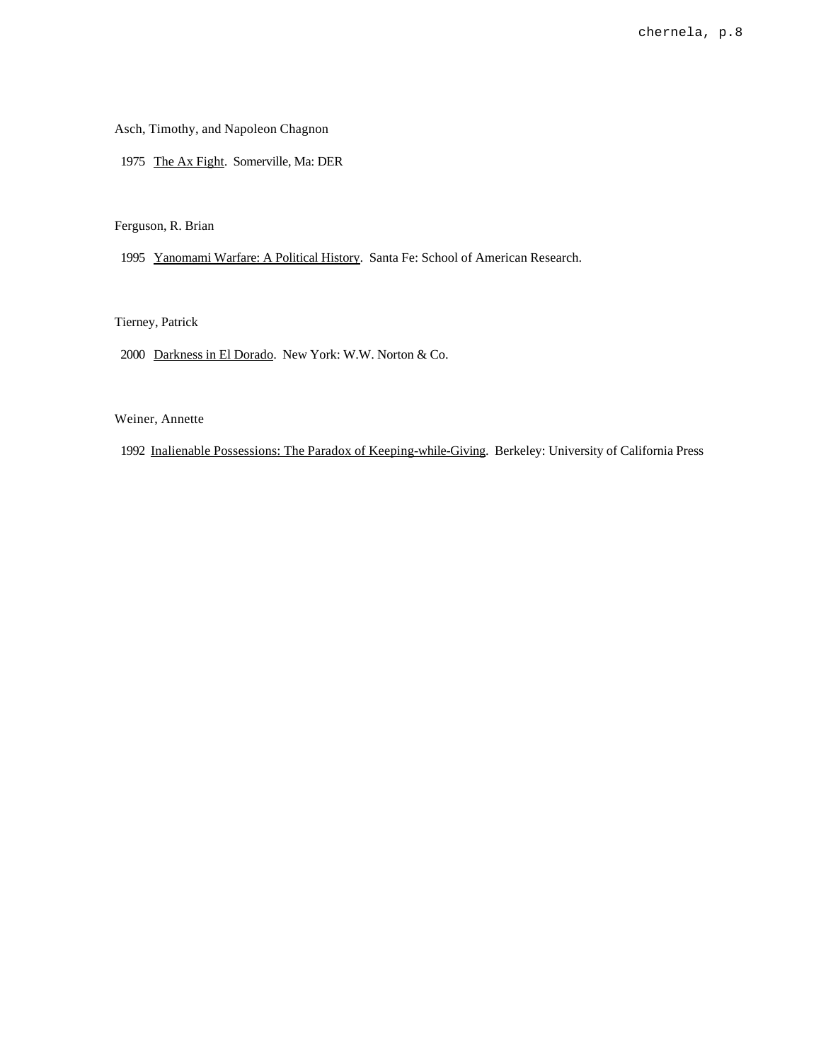Asch, Timothy, and Napoleon Chagnon

1975 The Ax Fight. Somerville, Ma: DER

Ferguson, R. Brian

1995 Yanomami Warfare: A Political History. Santa Fe: School of American Research.

Tierney, Patrick

2000 Darkness in El Dorado. New York: W.W. Norton & Co.

Weiner, Annette

1992 Inalienable Possessions: The Paradox of Keeping-while-Giving. Berkeley: University of California Press